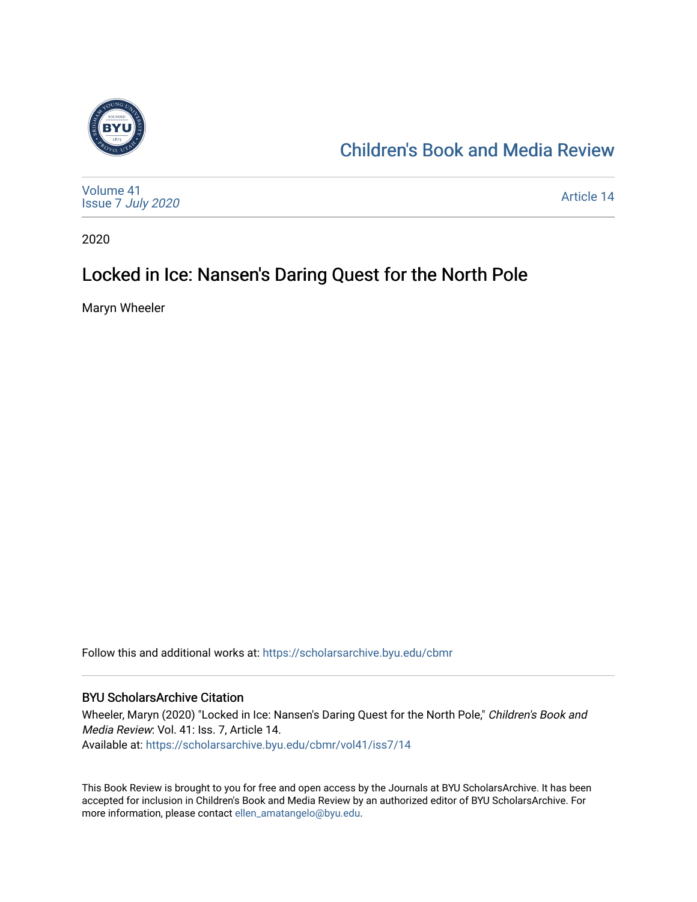Children's Book and Media Review

Volume 41
Issue 7 *July 2020*

Article 14

2020

# Locked in Ice: Nansen's Daring Quest for the North Pole

Maryn Wheeler

Follow this and additional works at: https://scholarsarchive.byu.edu/cbmr

## BYU ScholarsArchive Citation

Wheeler, Maryn (2020) "Locked in Ice: Nansen's Daring Quest for the North Pole," *Children's Book and Media Review*: Vol. 41: Iss. 7, Article 14.
Available at: https://scholarsarchive.byu.edu/cbmr/vol41/iss7/14

This Book Review is brought to you for free and open access by the Journals at BYU ScholarsArchive. It has been accepted for inclusion in Children's Book and Media Review by an authorized editor of BYU ScholarsArchive. For more information, please contact ellen_amatangelo@byu.edu.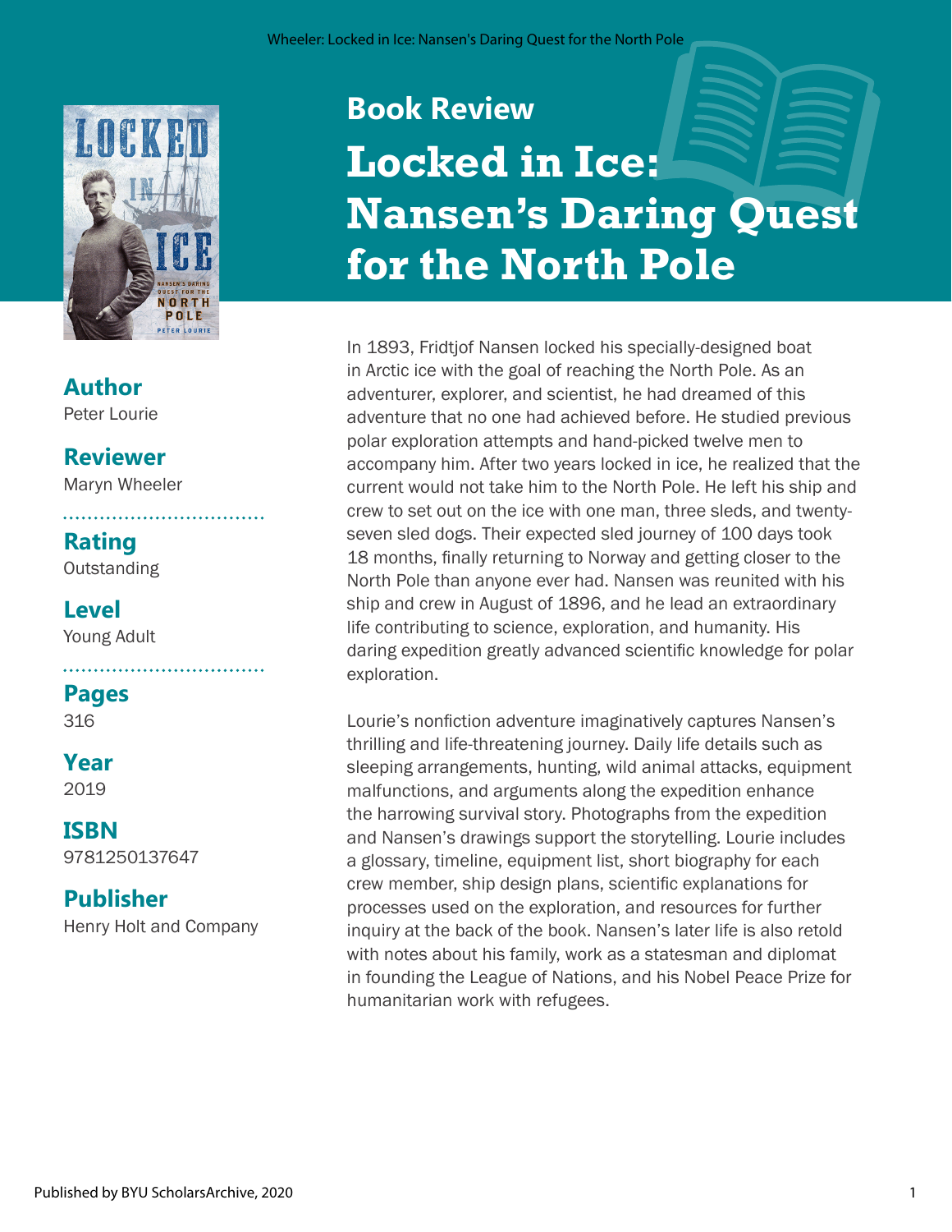## Book Review

# Locked in Ice: Nansen's Daring Quest for the North Pole

**Author**
Peter Lourie

**Reviewer**
Maryn Wheeler

**Rating**
Outstanding

**Level**
Young Adult

**Pages**
316

**Year**
2019

**ISBN**
9781250137647

**Publisher**
Henry Holt and Company

In 1893, Fridtjof Nansen locked his specially-designed boat in Arctic ice with the goal of reaching the North Pole. As an adventurer, explorer, and scientist, he had dreamed of this adventure that no one had achieved before. He studied previous polar exploration attempts and hand-picked twelve men to accompany him. After two years locked in ice, he realized that the current would not take him to the North Pole. He left his ship and crew to set out on the ice with one man, three sleds, and twenty-seven sled dogs. Their expected sled journey of 100 days took 18 months, finally returning to Norway and getting closer to the North Pole than anyone ever had. Nansen was reunited with his ship and crew in August of 1896, and he lead an extraordinary life contributing to science, exploration, and humanity. His daring expedition greatly advanced scientific knowledge for polar exploration.

Lourie's nonfiction adventure imaginatively captures Nansen's thrilling and life-threatening journey. Daily life details such as sleeping arrangements, hunting, wild animal attacks, equipment malfunctions, and arguments along the expedition enhance the harrowing survival story. Photographs from the expedition and Nansen's drawings support the storytelling. Lourie includes a glossary, timeline, equipment list, short biography for each crew member, ship design plans, scientific explanations for processes used on the exploration, and resources for further inquiry at the back of the book. Nansen's later life is also retold with notes about his family, work as a statesman and diplomat in founding the League of Nations, and his Nobel Peace Prize for humanitarian work with refugees.